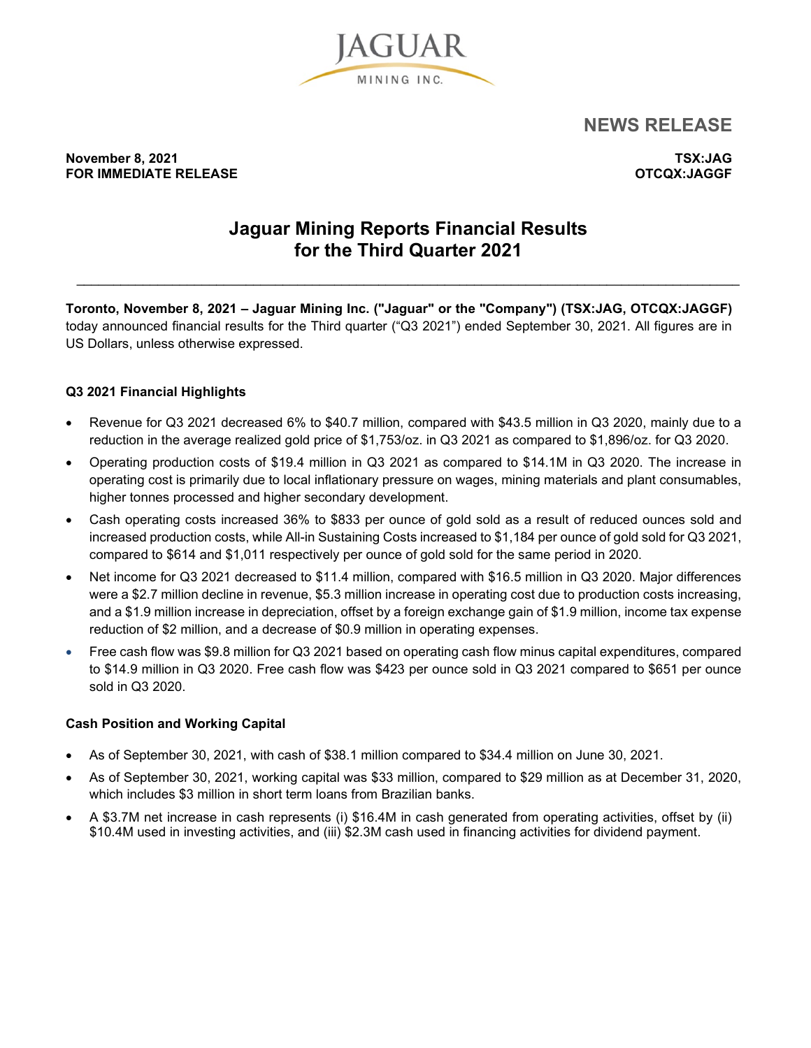JAGUAR MINING INC.

# NEWS RELEASE

**November 8, 2021**
**FOR IMMEDIATE RELEASE**

**TSX:JAG**
**OTCQX:JAGGF**

# Jaguar Mining Reports Financial Results for the Third Quarter 2021

---

**Toronto, November 8, 2021 – Jaguar Mining Inc. ("Jaguar" or the "Company") (TSX:JAG, OTCQX:JAGGF)** today announced financial results for the Third quarter ("Q3 2021") ended September 30, 2021. All figures are in US Dollars, unless otherwise expressed.

### Q3 2021 Financial Highlights

- Revenue for Q3 2021 decreased 6% to $40.7 million, compared with $43.5 million in Q3 2020, mainly due to a reduction in the average realized gold price of $1,753/oz. in Q3 2021 as compared to $1,896/oz. for Q3 2020.
- Operating production costs of $19.4 million in Q3 2021 as compared to $14.1M in Q3 2020. The increase in operating cost is primarily due to local inflationary pressure on wages, mining materials and plant consumables, higher tonnes processed and higher secondary development.
- Cash operating costs increased 36% to $833 per ounce of gold sold as a result of reduced ounces sold and increased production costs, while All-in Sustaining Costs increased to $1,184 per ounce of gold sold for Q3 2021, compared to $614 and $1,011 respectively per ounce of gold sold for the same period in 2020.
- Net income for Q3 2021 decreased to $11.4 million, compared with $16.5 million in Q3 2020. Major differences were a $2.7 million decline in revenue, $5.3 million increase in operating cost due to production costs increasing, and a $1.9 million increase in depreciation, offset by a foreign exchange gain of $1.9 million, income tax expense reduction of $2 million, and a decrease of $0.9 million in operating expenses.
- Free cash flow was $9.8 million for Q3 2021 based on operating cash flow minus capital expenditures, compared to $14.9 million in Q3 2020. Free cash flow was $423 per ounce sold in Q3 2021 compared to $651 per ounce sold in Q3 2020.

### Cash Position and Working Capital

- As of September 30, 2021, with cash of $38.1 million compared to $34.4 million on June 30, 2021.
- As of September 30, 2021, working capital was $33 million, compared to $29 million as at December 31, 2020, which includes $3 million in short term loans from Brazilian banks.
- A $3.7M net increase in cash represents (i) $16.4M in cash generated from operating activities, offset by (ii) $10.4M used in investing activities, and (iii) $2.3M cash used in financing activities for dividend payment.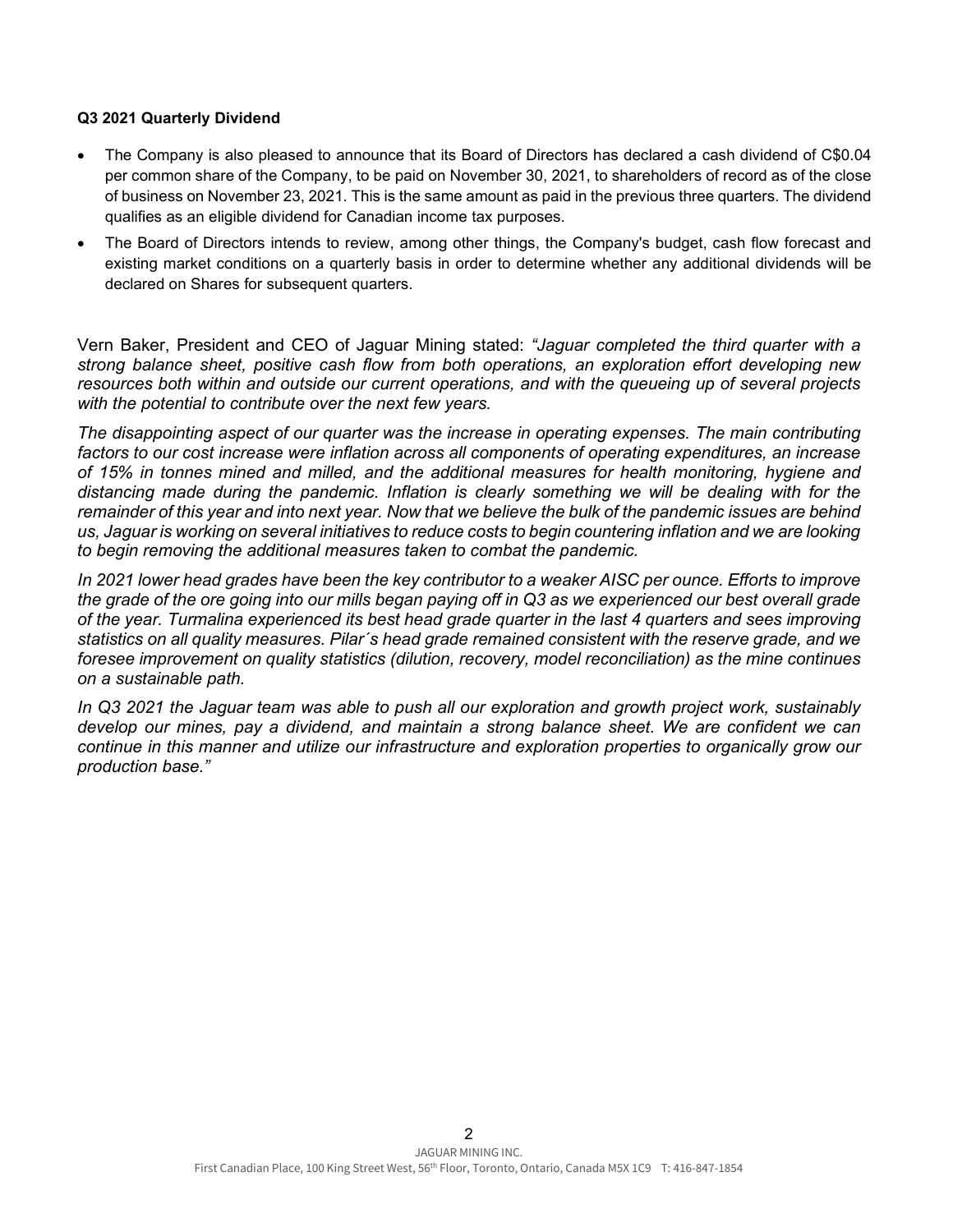**Q3 2021 Quarterly Dividend**

- The Company is also pleased to announce that its Board of Directors has declared a cash dividend of C$0.04 per common share of the Company, to be paid on November 30, 2021, to shareholders of record as of the close of business on November 23, 2021. This is the same amount as paid in the previous three quarters. The dividend qualifies as an eligible dividend for Canadian income tax purposes.
- The Board of Directors intends to review, among other things, the Company's budget, cash flow forecast and existing market conditions on a quarterly basis in order to determine whether any additional dividends will be declared on Shares for subsequent quarters.

Vern Baker, President and CEO of Jaguar Mining stated: *"Jaguar completed the third quarter with a strong balance sheet, positive cash flow from both operations, an exploration effort developing new resources both within and outside our current operations, and with the queueing up of several projects with the potential to contribute over the next few years.*

*The disappointing aspect of our quarter was the increase in operating expenses. The main contributing factors to our cost increase were inflation across all components of operating expenditures, an increase of 15% in tonnes mined and milled, and the additional measures for health monitoring, hygiene and distancing made during the pandemic. Inflation is clearly something we will be dealing with for the remainder of this year and into next year. Now that we believe the bulk of the pandemic issues are behind us, Jaguar is working on several initiatives to reduce costs to begin countering inflation and we are looking to begin removing the additional measures taken to combat the pandemic.*

*In 2021 lower head grades have been the key contributor to a weaker AISC per ounce. Efforts to improve the grade of the ore going into our mills began paying off in Q3 as we experienced our best overall grade of the year. Turmalina experienced its best head grade quarter in the last 4 quarters and sees improving statistics on all quality measures. Pilar´s head grade remained consistent with the reserve grade, and we foresee improvement on quality statistics (dilution, recovery, model reconciliation) as the mine continues on a sustainable path.*

*In Q3 2021 the Jaguar team was able to push all our exploration and growth project work, sustainably develop our mines, pay a dividend, and maintain a strong balance sheet. We are confident we can continue in this manner and utilize our infrastructure and exploration properties to organically grow our production base."*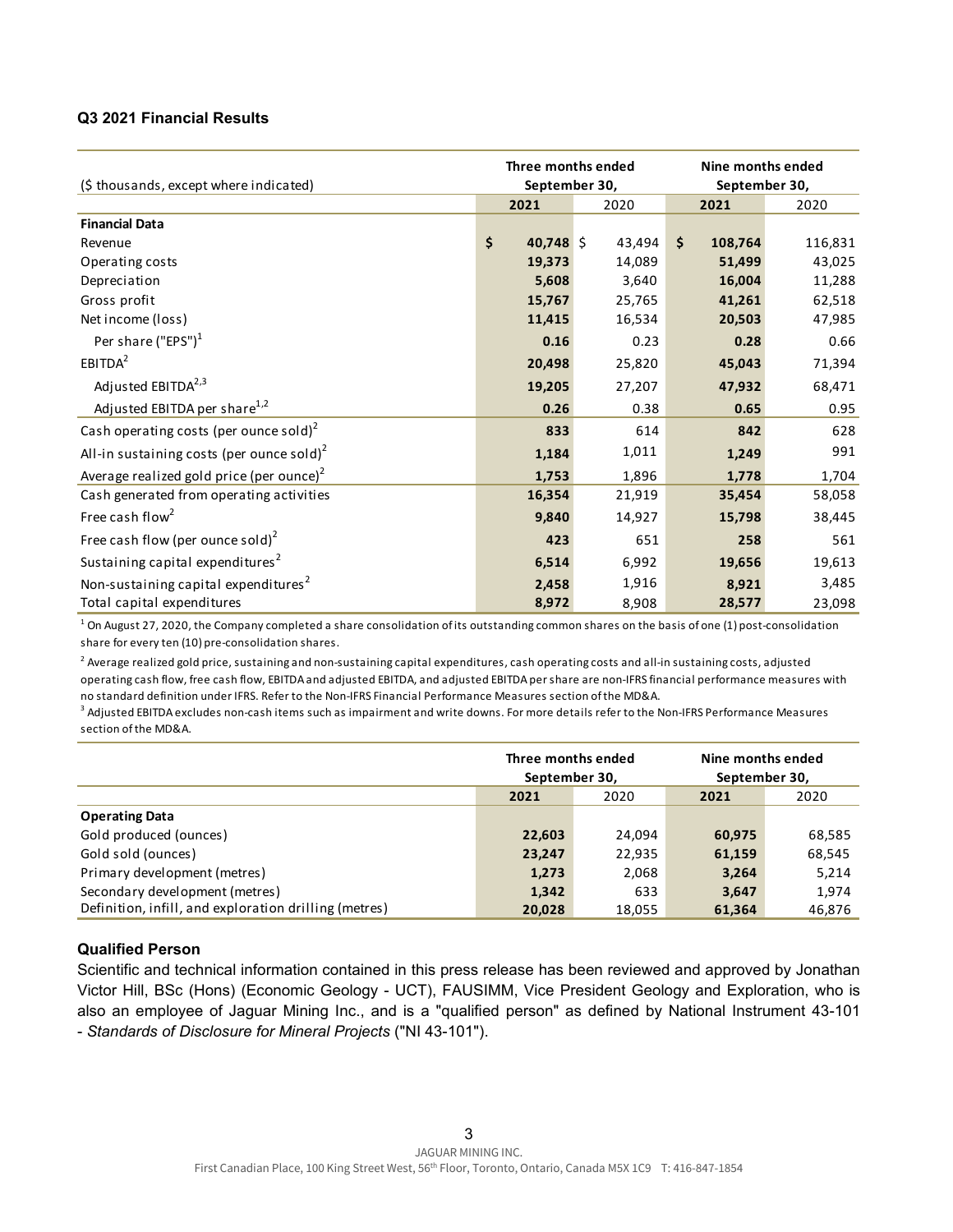### Q3 2021 Financial Results

| ($ thousands, except where indicated) | Three months ended September 30, | | Nine months ended September 30, | |
|---|---|---|---|---|
| | **2021** | 2020 | **2021** | 2020 |
| **Financial Data** | | | | |
| Revenue | **$ 40,748** | $ 43,494 | **$ 108,764** | 116,831 |
| Operating costs | **19,373** | 14,089 | **51,499** | 43,025 |
| Depreciation | **5,608** | 3,640 | **16,004** | 11,288 |
| Gross profit | **15,767** | 25,765 | **41,261** | 62,518 |
| Net income (loss) | **11,415** | 16,534 | **20,503** | 47,985 |
| Per share ("EPS")[1] | **0.16** | 0.23 | **0.28** | 0.66 |
| EBITDA[2] | **20,498** | 25,820 | **45,043** | 71,394 |
| Adjusted EBITDA[2,3] | **19,205** | 27,207 | **47,932** | 68,471 |
| Adjusted EBITDA per share[1,2] | **0.26** | 0.38 | **0.65** | 0.95 |
| Cash operating costs (per ounce sold)[2] | **833** | 614 | **842** | 628 |
| All-in sustaining costs (per ounce sold)[2] | **1,184** | 1,011 | **1,249** | 991 |
| Average realized gold price (per ounce)[2] | **1,753** | 1,896 | **1,778** | 1,704 |
| Cash generated from operating activities | **16,354** | 21,919 | **35,454** | 58,058 |
| Free cash flow[2] | **9,840** | 14,927 | **15,798** | 38,445 |
| Free cash flow (per ounce sold)[2] | **423** | 651 | **258** | 561 |
| Sustaining capital expenditures[2] | **6,514** | 6,992 | **19,656** | 19,613 |
| Non-sustaining capital expenditures[2] | **2,458** | 1,916 | **8,921** | 3,485 |
| Total capital expenditures | **8,972** | 8,908 | **28,577** | 23,098 |

[1] On August 27, 2020, the Company completed a share consolidation of its outstanding common shares on the basis of one (1) post-consolidation share for every ten (10) pre-consolidation shares.

[2] Average realized gold price, sustaining and non-sustaining capital expenditures, cash operating costs and all-in sustaining costs, adjusted operating cash flow, free cash flow, EBITDA and adjusted EBITDA, and adjusted EBITDA per share are non-IFRS financial performance measures with no standard definition under IFRS. Refer to the Non-IFRS Financial Performance Measures section of the MD&A.

[3] Adjusted EBITDA excludes non-cash items such as impairment and write downs. For more details refer to the Non-IFRS Performance Measures section of the MD&A.

| | Three months ended September 30, | | Nine months ended September 30, | |
|---|---|---|---|---|
| | **2021** | 2020 | **2021** | 2020 |
| **Operating Data** | | | | |
| Gold produced (ounces) | **22,603** | 24,094 | **60,975** | 68,585 |
| Gold sold (ounces) | **23,247** | 22,935 | **61,159** | 68,545 |
| Primary development (metres) | **1,273** | 2,068 | **3,264** | 5,214 |
| Secondary development (metres) | **1,342** | 633 | **3,647** | 1,974 |
| Definition, infill, and exploration drilling (metres) | **20,028** | 18,055 | **61,364** | 46,876 |

### Qualified Person

Scientific and technical information contained in this press release has been reviewed and approved by Jonathan Victor Hill, BSc (Hons) (Economic Geology - UCT), FAUSIMM, Vice President Geology and Exploration, who is also an employee of Jaguar Mining Inc., and is a "qualified person" as defined by National Instrument 43-101 - *Standards of Disclosure for Mineral Projects* ("NI 43-101").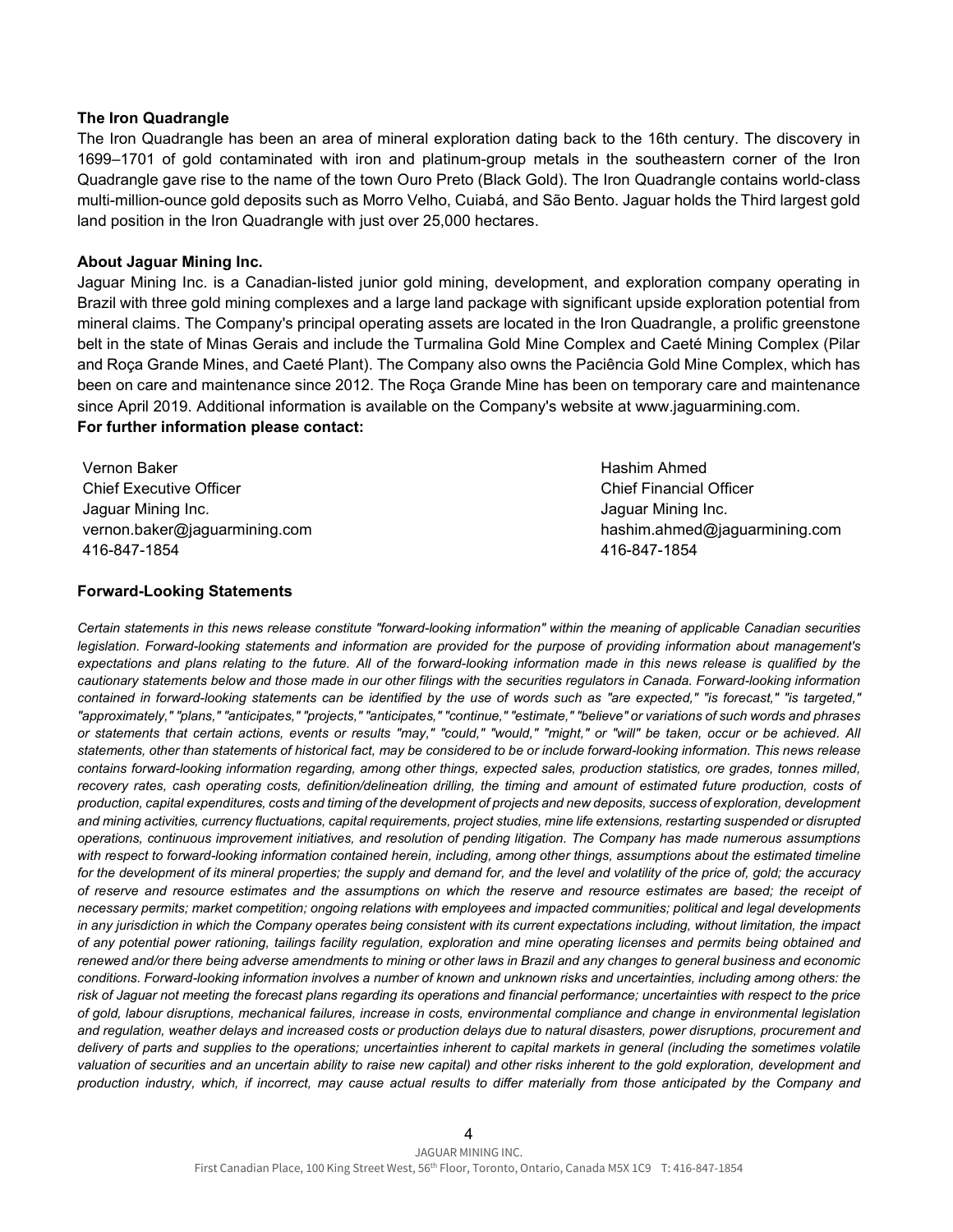**The Iron Quadrangle**

The Iron Quadrangle has been an area of mineral exploration dating back to the 16th century. The discovery in 1699–1701 of gold contaminated with iron and platinum-group metals in the southeastern corner of the Iron Quadrangle gave rise to the name of the town Ouro Preto (Black Gold). The Iron Quadrangle contains world-class multi-million-ounce gold deposits such as Morro Velho, Cuiabá, and São Bento. Jaguar holds the Third largest gold land position in the Iron Quadrangle with just over 25,000 hectares.

**About Jaguar Mining Inc.**

Jaguar Mining Inc. is a Canadian-listed junior gold mining, development, and exploration company operating in Brazil with three gold mining complexes and a large land package with significant upside exploration potential from mineral claims. The Company's principal operating assets are located in the Iron Quadrangle, a prolific greenstone belt in the state of Minas Gerais and include the Turmalina Gold Mine Complex and Caeté Mining Complex (Pilar and Roça Grande Mines, and Caeté Plant). The Company also owns the Paciência Gold Mine Complex, which has been on care and maintenance since 2012. The Roça Grande Mine has been on temporary care and maintenance since April 2019. Additional information is available on the Company's website at www.jaguarmining.com.

**For further information please contact:**

Vernon Baker
Chief Executive Officer
Jaguar Mining Inc.
vernon.baker@jaguarmining.com
416-847-1854

Hashim Ahmed
Chief Financial Officer
Jaguar Mining Inc.
hashim.ahmed@jaguarmining.com
416-847-1854

**Forward-Looking Statements**

*Certain statements in this news release constitute "forward-looking information" within the meaning of applicable Canadian securities legislation. Forward-looking statements and information are provided for the purpose of providing information about management's expectations and plans relating to the future. All of the forward-looking information made in this news release is qualified by the cautionary statements below and those made in our other filings with the securities regulators in Canada. Forward-looking information contained in forward-looking statements can be identified by the use of words such as "are expected," "is forecast," "is targeted," "approximately," "plans," "anticipates," "projects," "anticipates," "continue," "estimate," "believe" or variations of such words and phrases or statements that certain actions, events or results "may," "could," "would," "might," or "will" be taken, occur or be achieved. All statements, other than statements of historical fact, may be considered to be or include forward-looking information. This news release contains forward-looking information regarding, among other things, expected sales, production statistics, ore grades, tonnes milled, recovery rates, cash operating costs, definition/delineation drilling, the timing and amount of estimated future production, costs of production, capital expenditures, costs and timing of the development of projects and new deposits, success of exploration, development and mining activities, currency fluctuations, capital requirements, project studies, mine life extensions, restarting suspended or disrupted operations, continuous improvement initiatives, and resolution of pending litigation. The Company has made numerous assumptions with respect to forward-looking information contained herein, including, among other things, assumptions about the estimated timeline for the development of its mineral properties; the supply and demand for, and the level and volatility of the price of, gold; the accuracy of reserve and resource estimates and the assumptions on which the reserve and resource estimates are based; the receipt of necessary permits; market competition; ongoing relations with employees and impacted communities; political and legal developments in any jurisdiction in which the Company operates being consistent with its current expectations including, without limitation, the impact of any potential power rationing, tailings facility regulation, exploration and mine operating licenses and permits being obtained and renewed and/or there being adverse amendments to mining or other laws in Brazil and any changes to general business and economic conditions. Forward-looking information involves a number of known and unknown risks and uncertainties, including among others: the risk of Jaguar not meeting the forecast plans regarding its operations and financial performance; uncertainties with respect to the price of gold, labour disruptions, mechanical failures, increase in costs, environmental compliance and change in environmental legislation and regulation, weather delays and increased costs or production delays due to natural disasters, power disruptions, procurement and delivery of parts and supplies to the operations; uncertainties inherent to capital markets in general (including the sometimes volatile valuation of securities and an uncertain ability to raise new capital) and other risks inherent to the gold exploration, development and production industry, which, if incorrect, may cause actual results to differ materially from those anticipated by the Company and*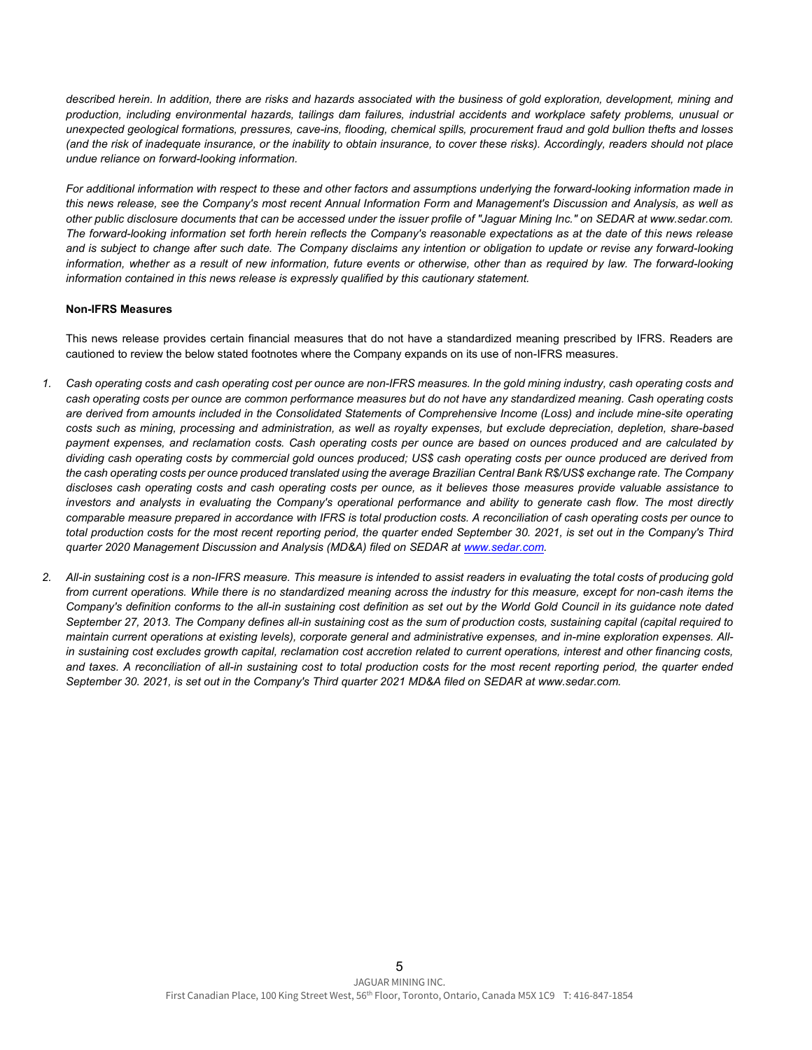*described herein. In addition, there are risks and hazards associated with the business of gold exploration, development, mining and production, including environmental hazards, tailings dam failures, industrial accidents and workplace safety problems, unusual or unexpected geological formations, pressures, cave-ins, flooding, chemical spills, procurement fraud and gold bullion thefts and losses (and the risk of inadequate insurance, or the inability to obtain insurance, to cover these risks). Accordingly, readers should not place undue reliance on forward-looking information.*

*For additional information with respect to these and other factors and assumptions underlying the forward-looking information made in this news release, see the Company's most recent Annual Information Form and Management's Discussion and Analysis, as well as other public disclosure documents that can be accessed under the issuer profile of "Jaguar Mining Inc." on SEDAR at www.sedar.com. The forward-looking information set forth herein reflects the Company's reasonable expectations as at the date of this news release and is subject to change after such date. The Company disclaims any intention or obligation to update or revise any forward-looking information, whether as a result of new information, future events or otherwise, other than as required by law. The forward-looking information contained in this news release is expressly qualified by this cautionary statement.*

**Non-IFRS Measures**

This news release provides certain financial measures that do not have a standardized meaning prescribed by IFRS. Readers are cautioned to review the below stated footnotes where the Company expands on its use of non-IFRS measures.

1. *Cash operating costs and cash operating cost per ounce are non-IFRS measures. In the gold mining industry, cash operating costs and cash operating costs per ounce are common performance measures but do not have any standardized meaning. Cash operating costs are derived from amounts included in the Consolidated Statements of Comprehensive Income (Loss) and include mine-site operating costs such as mining, processing and administration, as well as royalty expenses, but exclude depreciation, depletion, share-based payment expenses, and reclamation costs. Cash operating costs per ounce are based on ounces produced and are calculated by dividing cash operating costs by commercial gold ounces produced; US$ cash operating costs per ounce produced are derived from the cash operating costs per ounce produced translated using the average Brazilian Central Bank R$/US$ exchange rate. The Company discloses cash operating costs and cash operating costs per ounce, as it believes those measures provide valuable assistance to investors and analysts in evaluating the Company's operational performance and ability to generate cash flow. The most directly comparable measure prepared in accordance with IFRS is total production costs. A reconciliation of cash operating costs per ounce to total production costs for the most recent reporting period, the quarter ended September 30. 2021, is set out in the Company's Third quarter 2020 Management Discussion and Analysis (MD&A) filed on SEDAR at www.sedar.com.*

2. *All-in sustaining cost is a non-IFRS measure. This measure is intended to assist readers in evaluating the total costs of producing gold from current operations. While there is no standardized meaning across the industry for this measure, except for non-cash items the Company's definition conforms to the all-in sustaining cost definition as set out by the World Gold Council in its guidance note dated September 27, 2013. The Company defines all-in sustaining cost as the sum of production costs, sustaining capital (capital required to maintain current operations at existing levels), corporate general and administrative expenses, and in-mine exploration expenses. All-in sustaining cost excludes growth capital, reclamation cost accretion related to current operations, interest and other financing costs, and taxes. A reconciliation of all-in sustaining cost to total production costs for the most recent reporting period, the quarter ended September 30. 2021, is set out in the Company's Third quarter 2021 MD&A filed on SEDAR at www.sedar.com.*